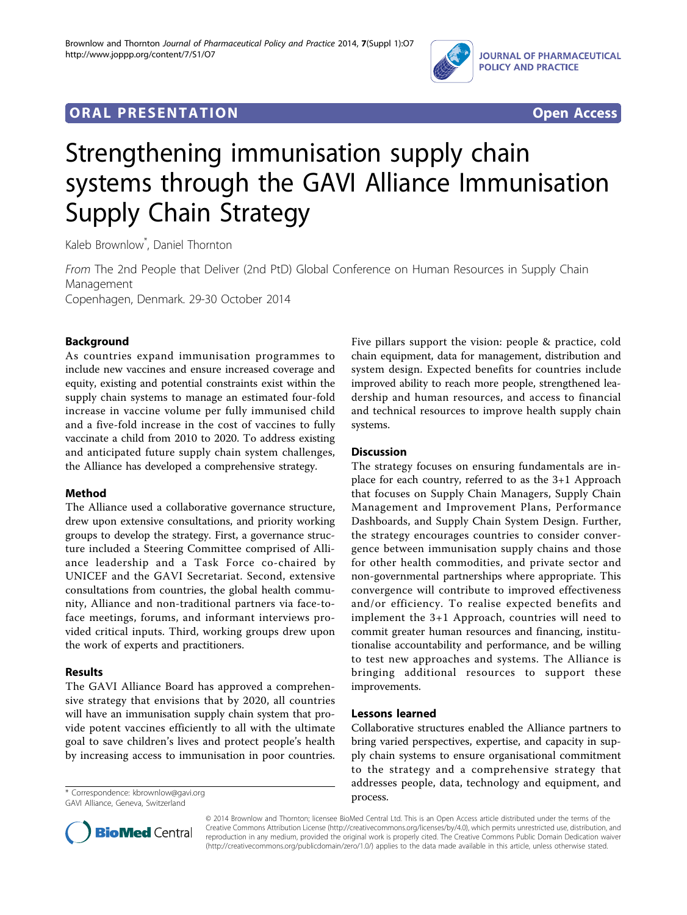**ORAL PRESENTATION** **Open Access**

# Strengthening immunisation supply chain systems through the GAVI Alliance Immunisation Supply Chain Strategy

Kaleb Brownlow*, Daniel Thornton

*From* The 2nd People that Deliver (2nd PtD) Global Conference on Human Resources in Supply Chain Management
Copenhagen, Denmark. 29-30 October 2014

## Background

As countries expand immunisation programmes to include new vaccines and ensure increased coverage and equity, existing and potential constraints exist within the supply chain systems to manage an estimated four-fold increase in vaccine volume per fully immunised child and a five-fold increase in the cost of vaccines to fully vaccinate a child from 2010 to 2020. To address existing and anticipated future supply chain system challenges, the Alliance has developed a comprehensive strategy.

## Method

The Alliance used a collaborative governance structure, drew upon extensive consultations, and priority working groups to develop the strategy. First, a governance structure included a Steering Committee comprised of Alliance leadership and a Task Force co-chaired by UNICEF and the GAVI Secretariat. Second, extensive consultations from countries, the global health community, Alliance and non-traditional partners via face-to-face meetings, forums, and informant interviews provided critical inputs. Third, working groups drew upon the work of experts and practitioners.

## Results

The GAVI Alliance Board has approved a comprehensive strategy that envisions that by 2020, all countries will have an immunisation supply chain system that provide potent vaccines efficiently to all with the ultimate goal to save children's lives and protect people's health by increasing access to immunisation in poor countries.

Five pillars support the vision: people & practice, cold chain equipment, data for management, distribution and system design. Expected benefits for countries include improved ability to reach more people, strengthened leadership and human resources, and access to financial and technical resources to improve health supply chain systems.

## Discussion

The strategy focuses on ensuring fundamentals are in-place for each country, referred to as the 3+1 Approach that focuses on Supply Chain Managers, Supply Chain Management and Improvement Plans, Performance Dashboards, and Supply Chain System Design. Further, the strategy encourages countries to consider convergence between immunisation supply chains and those for other health commodities, and private sector and non-governmental partnerships where appropriate. This convergence will contribute to improved effectiveness and/or efficiency. To realise expected benefits and implement the 3+1 Approach, countries will need to commit greater human resources and financing, institutionalise accountability and performance, and be willing to test new approaches and systems. The Alliance is bringing additional resources to support these improvements.

## Lessons learned

Collaborative structures enabled the Alliance partners to bring varied perspectives, expertise, and capacity in supply chain systems to ensure organisational commitment to the strategy and a comprehensive strategy that addresses people, data, technology and equipment, and process.

\* Correspondence: kbrownlow@gavi.org
GAVI Alliance, Geneva, Switzerland

© 2014 Brownlow and Thornton; licensee BioMed Central Ltd. This is an Open Access article distributed under the terms of the Creative Commons Attribution License (http://creativecommons.org/licenses/by/4.0), which permits unrestricted use, distribution, and reproduction in any medium, provided the original work is properly cited. The Creative Commons Public Domain Dedication waiver (http://creativecommons.org/publicdomain/zero/1.0/) applies to the data made available in this article, unless otherwise stated.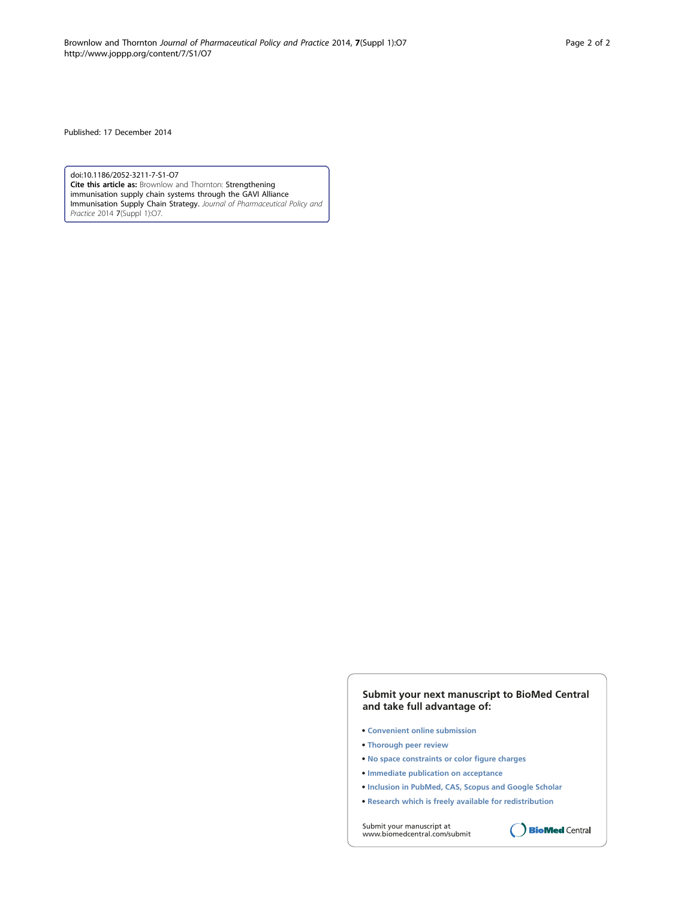Published: 17 December 2014

doi:10.1186/2052-3211-7-S1-O7
**Cite this article as:** Brownlow and Thornton: **Strengthening immunisation supply chain systems through the GAVI Alliance Immunisation Supply Chain Strategy.** *Journal of Pharmaceutical Policy and Practice* 2014 **7**(Suppl 1):O7.

**Submit your next manuscript to BioMed Central and take full advantage of:**

- **Convenient online submission**
- **Thorough peer review**
- **No space constraints or color figure charges**
- **Immediate publication on acceptance**
- **Inclusion in PubMed, CAS, Scopus and Google Scholar**
- **Research which is freely available for redistribution**

Submit your manuscript at
www.biomedcentral.com/submit

BioMed Central